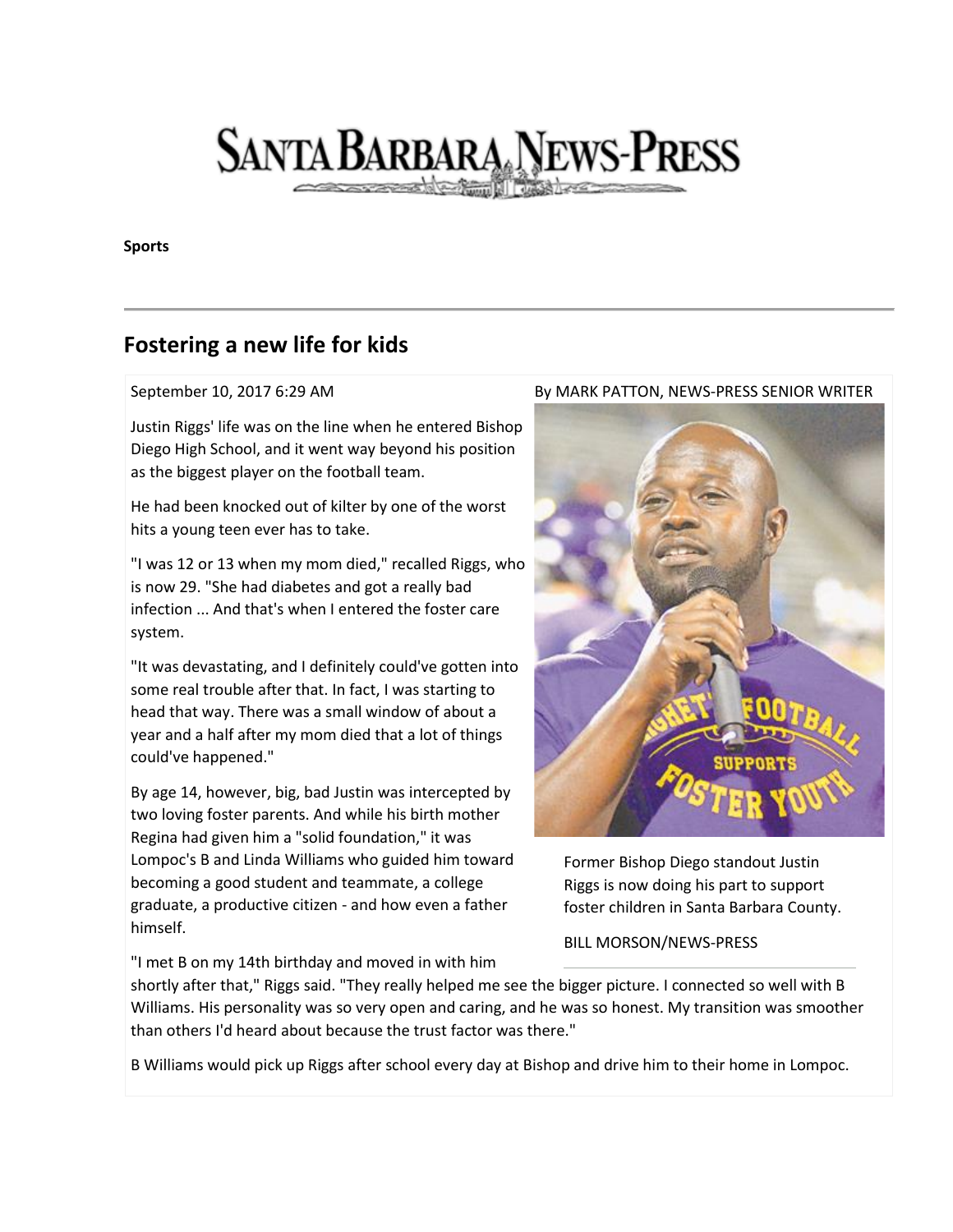# SANTA BARBARA NEWS-PRESS

**Sports**

## Fostering a new life for kids

September 10, 2017 6:29 AM

By MARK PATTON, NEWS-PRESS SENIOR WRITER

Justin Riggs' life was on the line when he entered Bishop Diego High School, and it went way beyond his position as the biggest player on the football team.

He had been knocked out of kilter by one of the worst hits a young teen ever has to take.

"I was 12 or 13 when my mom died," recalled Riggs, who is now 29. "She had diabetes and got a really bad infection ... And that's when I entered the foster care system.

"It was devastating, and I definitely could've gotten into some real trouble after that. In fact, I was starting to head that way. There was a small window of about a year and a half after my mom died that a lot of things could've happened."

By age 14, however, big, bad Justin was intercepted by two loving foster parents. And while his birth mother Regina had given him a "solid foundation," it was Lompoc's B and Linda Williams who guided him toward becoming a good student and teammate, a college graduate, a productive citizen - and how even a father himself.

Former Bishop Diego standout Justin Riggs is now doing his part to support foster children in Santa Barbara County.

BILL MORSON/NEWS-PRESS

"I met B on my 14th birthday and moved in with him shortly after that," Riggs said. "They really helped me see the bigger picture. I connected so well with B Williams. His personality was so very open and caring, and he was so honest. My transition was smoother than others I'd heard about because the trust factor was there."

B Williams would pick up Riggs after school every day at Bishop and drive him to their home in Lompoc.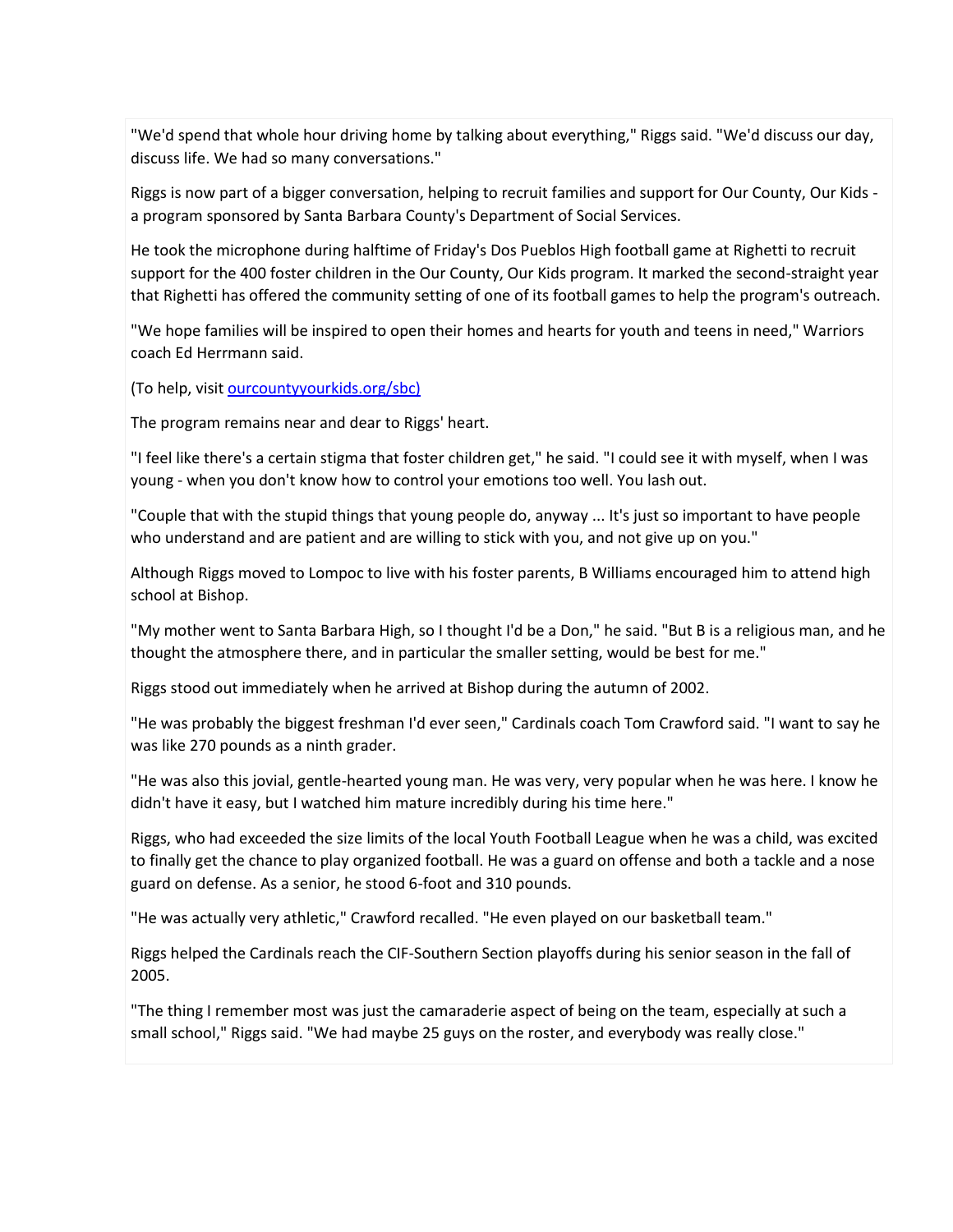"We'd spend that whole hour driving home by talking about everything," Riggs said. "We'd discuss our day, discuss life. We had so many conversations."

Riggs is now part of a bigger conversation, helping to recruit families and support for Our County, Our Kids - a program sponsored by Santa Barbara County's Department of Social Services.

He took the microphone during halftime of Friday's Dos Pueblos High football game at Righetti to recruit support for the 400 foster children in the Our County, Our Kids program. It marked the second-straight year that Righetti has offered the community setting of one of its football games to help the program's outreach.

"We hope families will be inspired to open their homes and hearts for youth and teens in need," Warriors coach Ed Herrmann said.

(To help, visit ourcountyyourkids.org/sbc)

The program remains near and dear to Riggs' heart.

"I feel like there's a certain stigma that foster children get," he said. "I could see it with myself, when I was young - when you don't know how to control your emotions too well. You lash out.

"Couple that with the stupid things that young people do, anyway ... It's just so important to have people who understand and are patient and are willing to stick with you, and not give up on you."

Although Riggs moved to Lompoc to live with his foster parents, B Williams encouraged him to attend high school at Bishop.

"My mother went to Santa Barbara High, so I thought I'd be a Don," he said. "But B is a religious man, and he thought the atmosphere there, and in particular the smaller setting, would be best for me."

Riggs stood out immediately when he arrived at Bishop during the autumn of 2002.

"He was probably the biggest freshman I'd ever seen," Cardinals coach Tom Crawford said. "I want to say he was like 270 pounds as a ninth grader.

"He was also this jovial, gentle-hearted young man. He was very, very popular when he was here. I know he didn't have it easy, but I watched him mature incredibly during his time here."

Riggs, who had exceeded the size limits of the local Youth Football League when he was a child, was excited to finally get the chance to play organized football. He was a guard on offense and both a tackle and a nose guard on defense. As a senior, he stood 6-foot and 310 pounds.

"He was actually very athletic," Crawford recalled. "He even played on our basketball team."

Riggs helped the Cardinals reach the CIF-Southern Section playoffs during his senior season in the fall of 2005.

"The thing I remember most was just the camaraderie aspect of being on the team, especially at such a small school," Riggs said. "We had maybe 25 guys on the roster, and everybody was really close."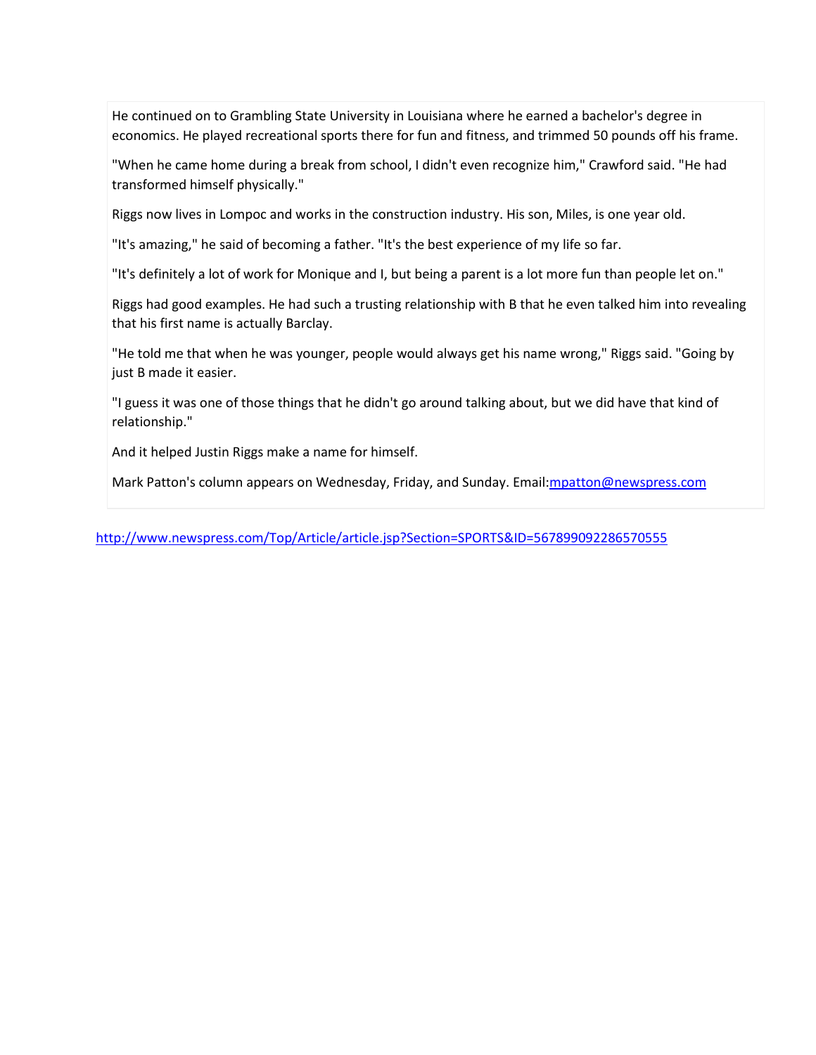He continued on to Grambling State University in Louisiana where he earned a bachelor's degree in economics. He played recreational sports there for fun and fitness, and trimmed 50 pounds off his frame.

"When he came home during a break from school, I didn't even recognize him," Crawford said. "He had transformed himself physically."

Riggs now lives in Lompoc and works in the construction industry. His son, Miles, is one year old.

"It's amazing," he said of becoming a father. "It's the best experience of my life so far.

"It's definitely a lot of work for Monique and I, but being a parent is a lot more fun than people let on."

Riggs had good examples. He had such a trusting relationship with B that he even talked him into revealing that his first name is actually Barclay.

"He told me that when he was younger, people would always get his name wrong," Riggs said. "Going by just B made it easier.

"I guess it was one of those things that he didn't go around talking about, but we did have that kind of relationship."

And it helped Justin Riggs make a name for himself.

Mark Patton's column appears on Wednesday, Friday, and Sunday. Email:mpatton@newspress.com

http://www.newspress.com/Top/Article/article.jsp?Section=SPORTS&ID=567899092286570555